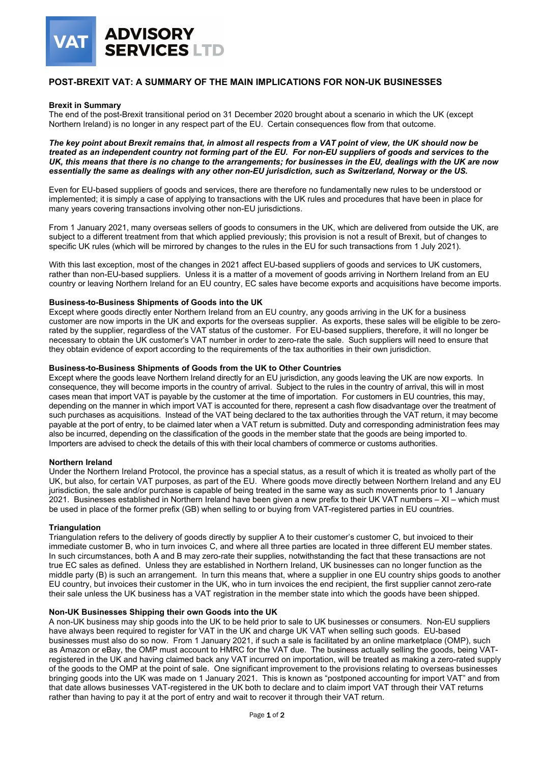**VAT ADVISORY SERVICES LTD**

# POST-BREXIT VAT: A SUMMARY OF THE MAIN IMPLICATIONS FOR NON-UK BUSINESSES

## Brexit in Summary

The end of the post-Brexit transitional period on 31 December 2020 brought about a scenario in which the UK (except Northern Ireland) is no longer in any respect part of the EU. Certain consequences flow from that outcome.

***The key point about Brexit remains that, in almost all respects from a VAT point of view, the UK should now be treated as an independent country not forming part of the EU. For non-EU suppliers of goods and services to the UK, this means that there is no change to the arrangements; for businesses in the EU, dealings with the UK are now essentially the same as dealings with any other non-EU jurisdiction, such as Switzerland, Norway or the US.***

Even for EU-based suppliers of goods and services, there are therefore no fundamentally new rules to be understood or implemented; it is simply a case of applying to transactions with the UK rules and procedures that have been in place for many years covering transactions involving other non-EU jurisdictions.

From 1 January 2021, many overseas sellers of goods to consumers in the UK, which are delivered from outside the UK, are subject to a different treatment from that which applied previously; this provision is not a result of Brexit, but of changes to specific UK rules (which will be mirrored by changes to the rules in the EU for such transactions from 1 July 2021).

With this last exception, most of the changes in 2021 affect EU-based suppliers of goods and services to UK customers, rather than non-EU-based suppliers. Unless it is a matter of a movement of goods arriving in Northern Ireland from an EU country or leaving Northern Ireland for an EU country, EC sales have become exports and acquisitions have become imports.

## Business-to-Business Shipments of Goods into the UK

Except where goods directly enter Northern Ireland from an EU country, any goods arriving in the UK for a business customer are now imports in the UK and exports for the overseas supplier. As exports, these sales will be eligible to be zero-rated by the supplier, regardless of the VAT status of the customer. For EU-based suppliers, therefore, it will no longer be necessary to obtain the UK customer's VAT number in order to zero-rate the sale. Such suppliers will need to ensure that they obtain evidence of export according to the requirements of the tax authorities in their own jurisdiction.

## Business-to-Business Shipments of Goods from the UK to Other Countries

Except where the goods leave Northern Ireland directly for an EU jurisdiction, any goods leaving the UK are now exports. In consequence, they will become imports in the country of arrival. Subject to the rules in the country of arrival, this will in most cases mean that import VAT is payable by the customer at the time of importation. For customers in EU countries, this may, depending on the manner in which import VAT is accounted for there, represent a cash flow disadvantage over the treatment of such purchases as acquisitions. Instead of the VAT being declared to the tax authorities through the VAT return, it may become payable at the port of entry, to be claimed later when a VAT return is submitted. Duty and corresponding administration fees may also be incurred, depending on the classification of the goods in the member state that the goods are being imported to. Importers are advised to check the details of this with their local chambers of commerce or customs authorities.

## Northern Ireland

Under the Northern Ireland Protocol, the province has a special status, as a result of which it is treated as wholly part of the UK, but also, for certain VAT purposes, as part of the EU. Where goods move directly between Northern Ireland and any EU jurisdiction, the sale and/or purchase is capable of being treated in the same way as such movements prior to 1 January 2021. Businesses established in Northern Ireland have been given a new prefix to their UK VAT numbers – XI – which must be used in place of the former prefix (GB) when selling to or buying from VAT-registered parties in EU countries.

## Triangulation

Triangulation refers to the delivery of goods directly by supplier A to their customer's customer C, but invoiced to their immediate customer B, who in turn invoices C, and where all three parties are located in three different EU member states. In such circumstances, both A and B may zero-rate their supplies, notwithstanding the fact that these transactions are not true EC sales as defined. Unless they are established in Northern Ireland, UK businesses can no longer function as the middle party (B) is such an arrangement. In turn this means that, where a supplier in one EU country ships goods to another EU country, but invoices their customer in the UK, who in turn invoices the end recipient, the first supplier cannot zero-rate their sale unless the UK business has a VAT registration in the member state into which the goods have been shipped.

## Non-UK Businesses Shipping their own Goods into the UK

A non-UK business may ship goods into the UK to be held prior to sale to UK businesses or consumers. Non-EU suppliers have always been required to register for VAT in the UK and charge UK VAT when selling such goods. EU-based businesses must also do so now. From 1 January 2021, if such a sale is facilitated by an online marketplace (OMP), such as Amazon or eBay, the OMP must account to HMRC for the VAT due. The business actually selling the goods, being VAT-registered in the UK and having claimed back any VAT incurred on importation, will be treated as making a zero-rated supply of the goods to the OMP at the point of sale. One significant improvement to the provisions relating to overseas businesses bringing goods into the UK was made on 1 January 2021. This is known as "postponed accounting for import VAT" and from that date allows businesses VAT-registered in the UK both to declare and to claim import VAT through their VAT returns rather than having to pay it at the port of entry and wait to recover it through their VAT return.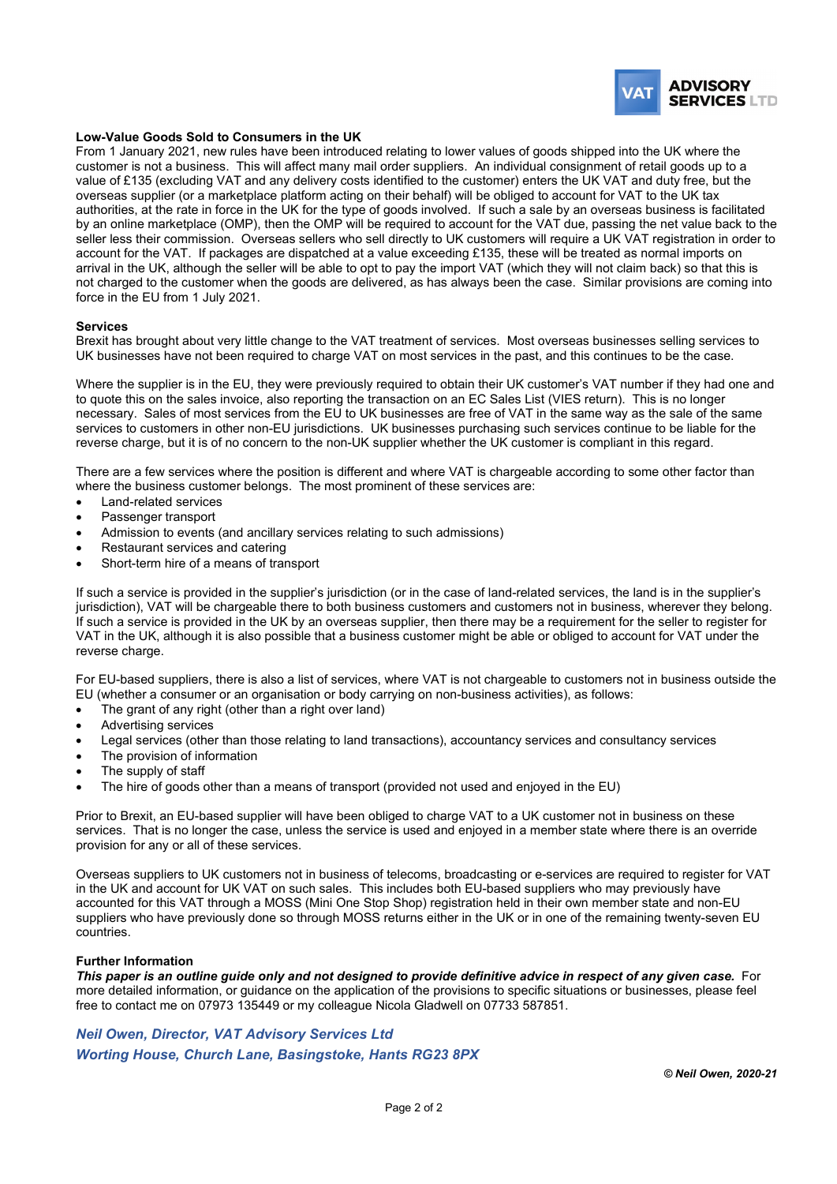**Low-Value Goods Sold to Consumers in the UK**

From 1 January 2021, new rules have been introduced relating to lower values of goods shipped into the UK where the customer is not a business. This will affect many mail order suppliers. An individual consignment of retail goods up to a value of £135 (excluding VAT and any delivery costs identified to the customer) enters the UK VAT and duty free, but the overseas supplier (or a marketplace platform acting on their behalf) will be obliged to account for VAT to the UK tax authorities, at the rate in force in the UK for the type of goods involved. If such a sale by an overseas business is facilitated by an online marketplace (OMP), then the OMP will be required to account for the VAT due, passing the net value back to the seller less their commission. Overseas sellers who sell directly to UK customers will require a UK VAT registration in order to account for the VAT. If packages are dispatched at a value exceeding £135, these will be treated as normal imports on arrival in the UK, although the seller will be able to opt to pay the import VAT (which they will not claim back) so that this is not charged to the customer when the goods are delivered, as has always been the case. Similar provisions are coming into force in the EU from 1 July 2021.

**Services**

Brexit has brought about very little change to the VAT treatment of services. Most overseas businesses selling services to UK businesses have not been required to charge VAT on most services in the past, and this continues to be the case.

Where the supplier is in the EU, they were previously required to obtain their UK customer's VAT number if they had one and to quote this on the sales invoice, also reporting the transaction on an EC Sales List (VIES return). This is no longer necessary. Sales of most services from the EU to UK businesses are free of VAT in the same way as the sale of the same services to customers in other non-EU jurisdictions. UK businesses purchasing such services continue to be liable for the reverse charge, but it is of no concern to the non-UK supplier whether the UK customer is compliant in this regard.

There are a few services where the position is different and where VAT is chargeable according to some other factor than where the business customer belongs. The most prominent of these services are:

- Land-related services
- Passenger transport
- Admission to events (and ancillary services relating to such admissions)
- Restaurant services and catering
- Short-term hire of a means of transport

If such a service is provided in the supplier's jurisdiction (or in the case of land-related services, the land is in the supplier's jurisdiction), VAT will be chargeable there to both business customers and customers not in business, wherever they belong. If such a service is provided in the UK by an overseas supplier, then there may be a requirement for the seller to register for VAT in the UK, although it is also possible that a business customer might be able or obliged to account for VAT under the reverse charge.

For EU-based suppliers, there is also a list of services, where VAT is not chargeable to customers not in business outside the EU (whether a consumer or an organisation or body carrying on non-business activities), as follows:

- The grant of any right (other than a right over land)
- Advertising services
- Legal services (other than those relating to land transactions), accountancy services and consultancy services
- The provision of information
- The supply of staff
- The hire of goods other than a means of transport (provided not used and enjoyed in the EU)

Prior to Brexit, an EU-based supplier will have been obliged to charge VAT to a UK customer not in business on these services. That is no longer the case, unless the service is used and enjoyed in a member state where there is an override provision for any or all of these services.

Overseas suppliers to UK customers not in business of telecoms, broadcasting or e-services are required to register for VAT in the UK and account for UK VAT on such sales. This includes both EU-based suppliers who may previously have accounted for this VAT through a MOSS (Mini One Stop Shop) registration held in their own member state and non-EU suppliers who have previously done so through MOSS returns either in the UK or in one of the remaining twenty-seven EU countries.

**Further Information**

***This paper is an outline guide only and not designed to provide definitive advice in respect of any given case.*** For more detailed information, or guidance on the application of the provisions to specific situations or businesses, please feel free to contact me on 07973 135449 or my colleague Nicola Gladwell on 07733 587851.

***Neil Owen, Director, VAT Advisory Services Ltd***
***Worting House, Church Lane, Basingstoke, Hants RG23 8PX***

***© Neil Owen, 2020-21***